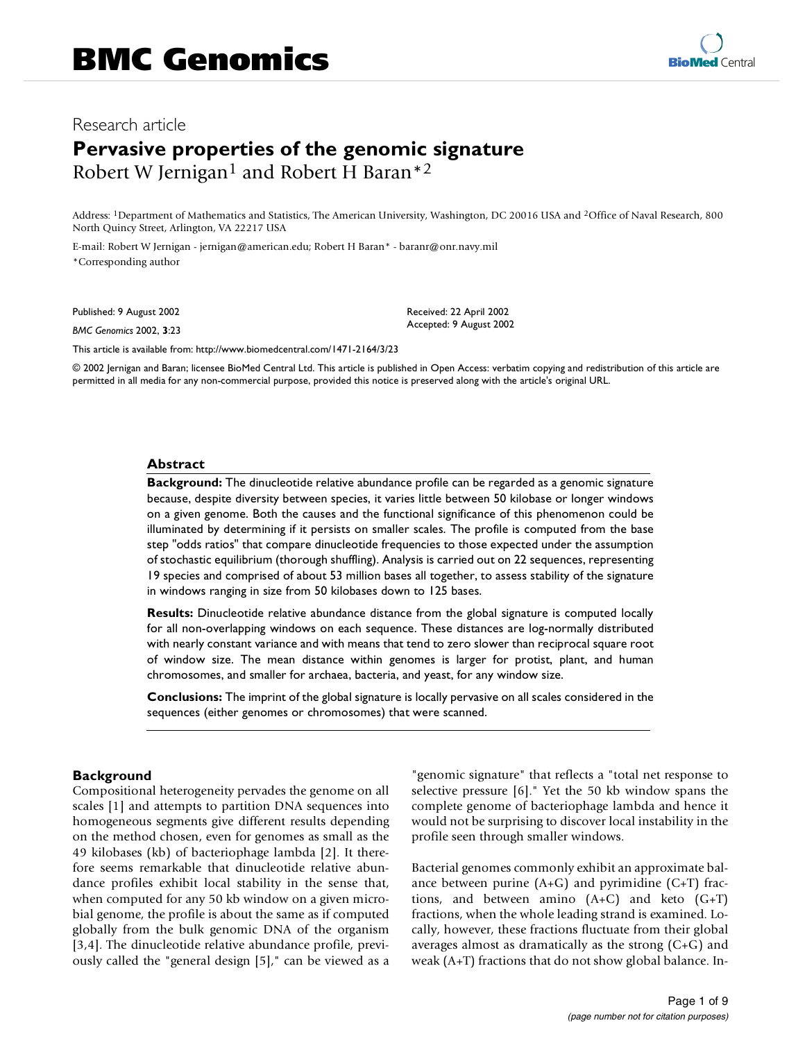# BMC Genomics

Research article

## Pervasive properties of the genomic signature

Robert W Jernigan[1] and Robert H Baran*[2]

Address: [1]Department of Mathematics and Statistics, The American University, Washington, DC 20016 USA and [2]Office of Naval Research, 800 North Quincy Street, Arlington, VA 22217 USA

E-mail: Robert W Jernigan - jernigan@american.edu; Robert H Baran* - baranr@onr.navy.mil

*Corresponding author

Published: 9 August 2002

*BMC Genomics* 2002, **3**:23

Received: 22 April 2002
Accepted: 9 August 2002

This article is available from: http://www.biomedcentral.com/1471-2164/3/23

© 2002 Jernigan and Baran; licensee BioMed Central Ltd. This article is published in Open Access: verbatim copying and redistribution of this article are permitted in all media for any non-commercial purpose, provided this notice is preserved along with the article's original URL.

### Abstract

**Background:** The dinucleotide relative abundance profile can be regarded as a genomic signature because, despite diversity between species, it varies little between 50 kilobase or longer windows on a given genome. Both the causes and the functional significance of this phenomenon could be illuminated by determining if it persists on smaller scales. The profile is computed from the base step "odds ratios" that compare dinucleotide frequencies to those expected under the assumption of stochastic equilibrium (thorough shuffling). Analysis is carried out on 22 sequences, representing 19 species and comprised of about 53 million bases all together, to assess stability of the signature in windows ranging in size from 50 kilobases down to 125 bases.

**Results:** Dinucleotide relative abundance distance from the global signature is computed locally for all non-overlapping windows on each sequence. These distances are log-normally distributed with nearly constant variance and with means that tend to zero slower than reciprocal square root of window size. The mean distance within genomes is larger for protist, plant, and human chromosomes, and smaller for archaea, bacteria, and yeast, for any window size.

**Conclusions:** The imprint of the global signature is locally pervasive on all scales considered in the sequences (either genomes or chromosomes) that were scanned.

### Background

Compositional heterogeneity pervades the genome on all scales [1] and attempts to partition DNA sequences into homogeneous segments give different results depending on the method chosen, even for genomes as small as the 49 kilobases (kb) of bacteriophage lambda [2]. It therefore seems remarkable that dinucleotide relative abundance profiles exhibit local stability in the sense that, when computed for any 50 kb window on a given microbial genome, the profile is about the same as if computed globally from the bulk genomic DNA of the organism [3,4]. The dinucleotide relative abundance profile, previously called the "general design [5]," can be viewed as a "genomic signature" that reflects a "total net response to selective pressure [6]." Yet the 50 kb window spans the complete genome of bacteriophage lambda and hence it would not be surprising to discover local instability in the profile seen through smaller windows.

Bacterial genomes commonly exhibit an approximate balance between purine (A+G) and pyrimidine (C+T) fractions, and between amino (A+C) and keto (G+T) fractions, when the whole leading strand is examined. Locally, however, these fractions fluctuate from their global averages almost as dramatically as the strong (C+G) and weak (A+T) fractions that do not show global balance. In-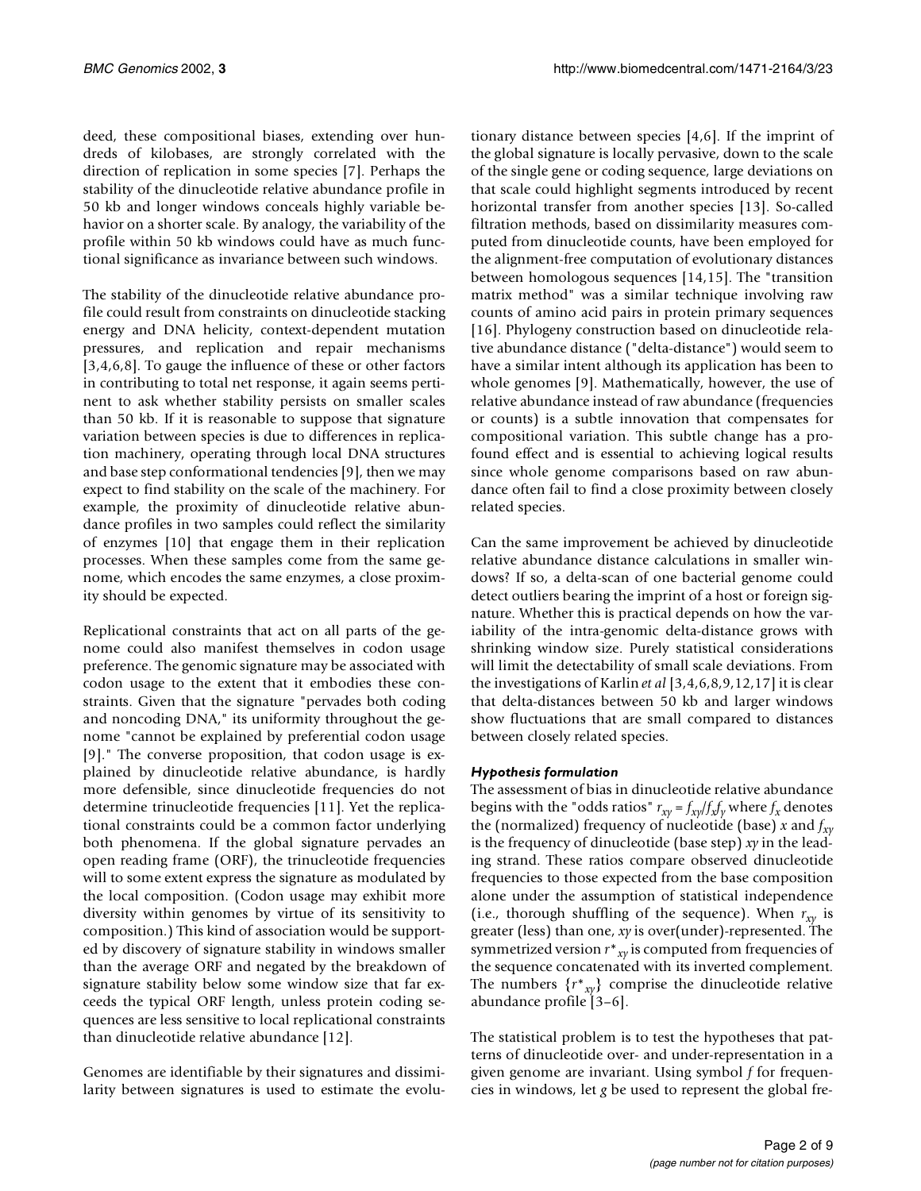deed, these compositional biases, extending over hundreds of kilobases, are strongly correlated with the direction of replication in some species [7]. Perhaps the stability of the dinucleotide relative abundance profile in 50 kb and longer windows conceals highly variable behavior on a shorter scale. By analogy, the variability of the profile within 50 kb windows could have as much functional significance as invariance between such windows.

The stability of the dinucleotide relative abundance profile could result from constraints on dinucleotide stacking energy and DNA helicity, context-dependent mutation pressures, and replication and repair mechanisms [3,4,6,8]. To gauge the influence of these or other factors in contributing to total net response, it again seems pertinent to ask whether stability persists on smaller scales than 50 kb. If it is reasonable to suppose that signature variation between species is due to differences in replication machinery, operating through local DNA structures and base step conformational tendencies [9], then we may expect to find stability on the scale of the machinery. For example, the proximity of dinucleotide relative abundance profiles in two samples could reflect the similarity of enzymes [10] that engage them in their replication processes. When these samples come from the same genome, which encodes the same enzymes, a close proximity should be expected.

Replicational constraints that act on all parts of the genome could also manifest themselves in codon usage preference. The genomic signature may be associated with codon usage to the extent that it embodies these constraints. Given that the signature "pervades both coding and noncoding DNA," its uniformity throughout the genome "cannot be explained by preferential codon usage [9]." The converse proposition, that codon usage is explained by dinucleotide relative abundance, is hardly more defensible, since dinucleotide frequencies do not determine trinucleotide frequencies [11]. Yet the replicational constraints could be a common factor underlying both phenomena. If the global signature pervades an open reading frame (ORF), the trinucleotide frequencies will to some extent express the signature as modulated by the local composition. (Codon usage may exhibit more diversity within genomes by virtue of its sensitivity to composition.) This kind of association would be supported by discovery of signature stability in windows smaller than the average ORF and negated by the breakdown of signature stability below some window size that far exceeds the typical ORF length, unless protein coding sequences are less sensitive to local replicational constraints than dinucleotide relative abundance [12].

Genomes are identifiable by their signatures and dissimilarity between signatures is used to estimate the evolutionary distance between species [4,6]. If the imprint of the global signature is locally pervasive, down to the scale of the single gene or coding sequence, large deviations on that scale could highlight segments introduced by recent horizontal transfer from another species [13]. So-called filtration methods, based on dissimilarity measures computed from dinucleotide counts, have been employed for the alignment-free computation of evolutionary distances between homologous sequences [14,15]. The "transition matrix method" was a similar technique involving raw counts of amino acid pairs in protein primary sequences [16]. Phylogeny construction based on dinucleotide relative abundance distance ("delta-distance") would seem to have a similar intent although its application has been to whole genomes [9]. Mathematically, however, the use of relative abundance instead of raw abundance (frequencies or counts) is a subtle innovation that compensates for compositional variation. This subtle change has a profound effect and is essential to achieving logical results since whole genome comparisons based on raw abundance often fail to find a close proximity between closely related species.

Can the same improvement be achieved by dinucleotide relative abundance distance calculations in smaller windows? If so, a delta-scan of one bacterial genome could detect outliers bearing the imprint of a host or foreign signature. Whether this is practical depends on how the variability of the intra-genomic delta-distance grows with shrinking window size. Purely statistical considerations will limit the detectability of small scale deviations. From the investigations of Karlin *et al* [3,4,6,8,9,12,17] it is clear that delta-distances between 50 kb and larger windows show fluctuations that are small compared to distances between closely related species.

### *Hypothesis formulation*

The assessment of bias in dinucleotide relative abundance begins with the "odds ratios" $r_{xy} = f_{xy}/f_x f_y$ where $f_x$ denotes the (normalized) frequency of nucleotide (base) $x$ and $f_{xy}$ is the frequency of dinucleotide (base step) $xy$ in the leading strand. These ratios compare observed dinucleotide frequencies to those expected from the base composition alone under the assumption of statistical independence (i.e., thorough shuffling of the sequence). When $r_{xy}$ is greater (less) than one, $xy$ is over(under)-represented. The symmetrized version $r^*_{xy}$ is computed from frequencies of the sequence concatenated with its inverted complement. The numbers $\{r^*_{xy}\}$ comprise the dinucleotide relative abundance profile [3–6].

The statistical problem is to test the hypotheses that patterns of dinucleotide over- and under-representation in a given genome are invariant. Using symbol $f$ for frequencies in windows, let $g$ be used to represent the global fre-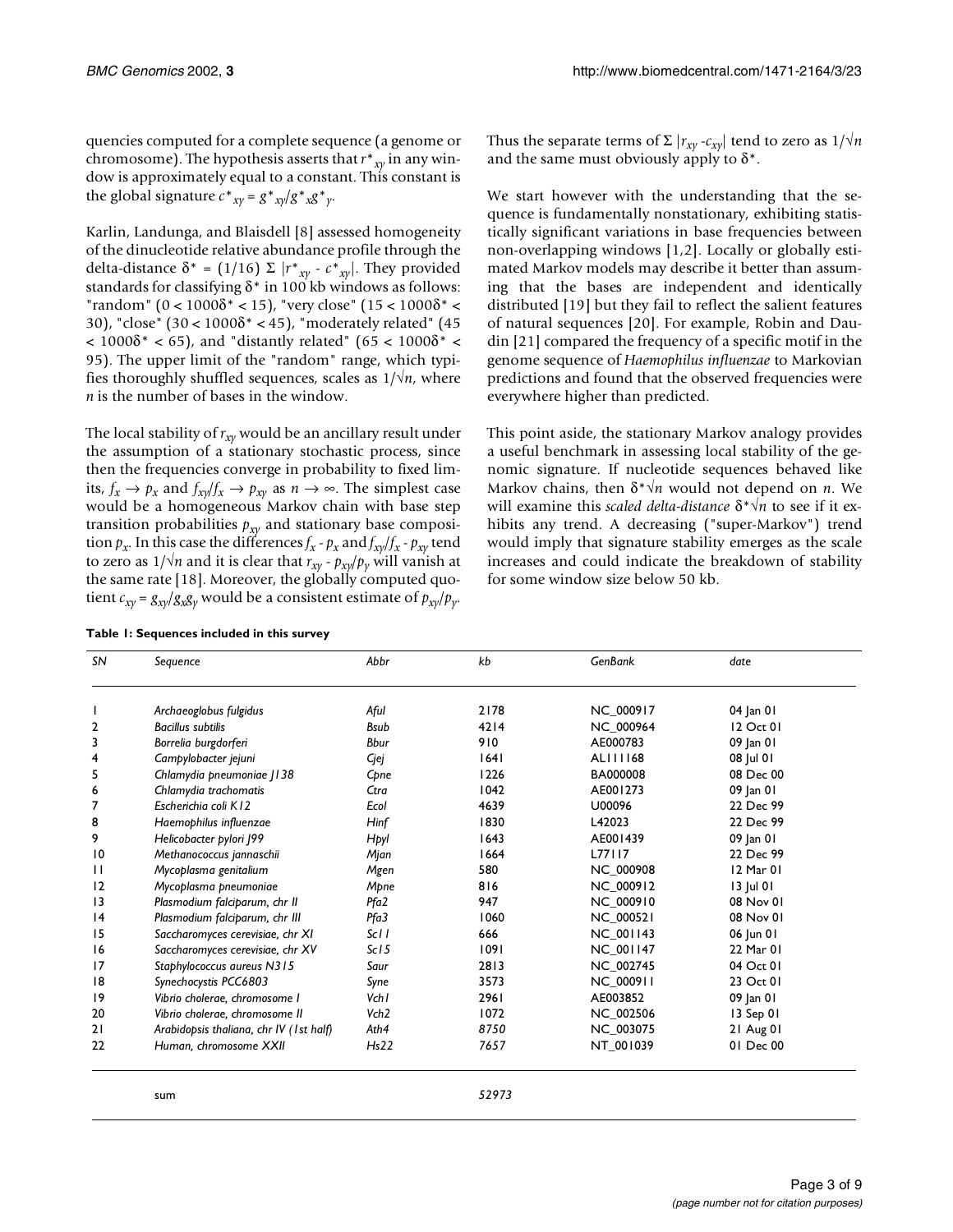quencies computed for a complete sequence (a genome or chromosome). The hypothesis asserts that $r^*_{xy}$ in any window is approximately equal to a constant. This constant is the global signature $c^*_{xy} = g^*_{xy}/g^*_x g^*_y$.

Karlin, Landunga, and Blaisdell [8] assessed homogeneity of the dinucleotide relative abundance profile through the delta-distance $\delta^* = (1/16)\ \Sigma\ |r^*_{xy} - c^*_{xy}|$. They provided standards for classifying $\delta^*$ in 100 kb windows as follows: "random" ($0 < 1000\delta^* < 15$), "very close" ($15 < 1000\delta^* < 30$), "close" ($30 < 1000\delta^* < 45$), "moderately related" ($45 < 1000\delta^* < 65$), and "distantly related" ($65 < 1000\delta^* < 95$). The upper limit of the "random" range, which typifies thoroughly shuffled sequences, scales as $1/\sqrt{n}$, where $n$ is the number of bases in the window.

The local stability of $r_{xy}$ would be an ancillary result under the assumption of a stationary stochastic process, since then the frequencies converge in probability to fixed limits, $f_x \rightarrow p_x$ and $f_{xy}/f_x \rightarrow p_{xy}$ as $n \rightarrow \infty$. The simplest case would be a homogeneous Markov chain with base step transition probabilities $p_{xy}$ and stationary base composition $p_x$. In this case the differences $f_x - p_x$ and $f_{xy}/f_x - p_{xy}$ tend to zero as $1/\sqrt{n}$ and it is clear that $r_{xy} - p_{xy}/p_y$ will vanish at the same rate [18]. Moreover, the globally computed quotient $c_{xy} = g_{xy}/g_x g_y$ would be a consistent estimate of $p_{xy}/p_y$. Thus the separate terms of $\Sigma\ |r_{xy} - c_{xy}|$ tend to zero as $1/\sqrt{n}$ and the same must obviously apply to $\delta^*$.

We start however with the understanding that the sequence is fundamentally nonstationary, exhibiting statistically significant variations in base frequencies between non-overlapping windows [1,2]. Locally or globally estimated Markov models may describe it better than assuming that the bases are independent and identically distributed [19] but they fail to reflect the salient features of natural sequences [20]. For example, Robin and Daudin [21] compared the frequency of a specific motif in the genome sequence of *Haemophilus influenzae* to Markovian predictions and found that the observed frequencies were everywhere higher than predicted.

This point aside, the stationary Markov analogy provides a useful benchmark in assessing local stability of the genomic signature. If nucleotide sequences behaved like Markov chains, then $\delta^*\sqrt{n}$ would not depend on $n$. We will examine this *scaled delta-distance* $\delta^*\sqrt{n}$ to see if it exhibits any trend. A decreasing ("super-Markov") trend would imply that signature stability emerges as the scale increases and could indicate the breakdown of stability for some window size below 50 kb.

**Table 1: Sequences included in this survey**

| SN | Sequence | Abbr | kb | GenBank | date |
|---|---|---|---|---|---|
| 1 | *Archaeoglobus fulgidus* | *Aful* | 2178 | NC_000917 | 04 Jan 01 |
| 2 | *Bacillus subtilis* | *Bsub* | 4214 | NC_000964 | 12 Oct 01 |
| 3 | *Borrelia burgdorferi* | *Bbur* | 910 | AE000783 | 09 Jan 01 |
| 4 | *Campylobacter jejuni* | *Cjej* | 1641 | AL111168 | 08 Jul 01 |
| 5 | *Chlamydia pneumoniae J138* | *Cpne* | 1226 | BA000008 | 08 Dec 00 |
| 6 | *Chlamydia trachomatis* | *Ctra* | 1042 | AE001273 | 09 Jan 01 |
| 7 | *Escherichia coli K12* | *Ecol* | 4639 | U00096 | 22 Dec 99 |
| 8 | *Haemophilus influenzae* | *Hinf* | 1830 | L42023 | 22 Dec 99 |
| 9 | *Helicobacter pylori J99* | *Hpyl* | 1643 | AE001439 | 09 Jan 01 |
| 10 | *Methanococcus jannaschii* | *Mjan* | 1664 | L77117 | 22 Dec 99 |
| 11 | *Mycoplasma genitalium* | *Mgen* | 580 | NC_000908 | 12 Mar 01 |
| 12 | *Mycoplasma pneumoniae* | *Mpne* | 816 | NC_000912 | 13 Jul 01 |
| 13 | *Plasmodium falciparum, chr II* | *Pfa2* | 947 | NC_000910 | 08 Nov 01 |
| 14 | *Plasmodium falciparum, chr III* | *Pfa3* | 1060 | NC_000521 | 08 Nov 01 |
| 15 | *Saccharomyces cerevisiae, chr XI* | *Sc11* | 666 | NC_001143 | 06 Jun 01 |
| 16 | *Saccharomyces cerevisiae, chr XV* | *Sc15* | 1091 | NC_001147 | 22 Mar 01 |
| 17 | *Staphylococcus aureus N315* | *Saur* | 2813 | NC_002745 | 04 Oct 01 |
| 18 | *Synechocystis PCC6803* | *Syne* | 3573 | NC_000911 | 23 Oct 01 |
| 19 | *Vibrio cholerae, chromosome I* | *Vch1* | 2961 | AE003852 | 09 Jan 01 |
| 20 | *Vibrio cholerae, chromosome II* | *Vch2* | 1072 | NC_002506 | 13 Sep 01 |
| 21 | *Arabidopsis thaliana, chr IV (1st half)* | *Ath4* | *8750* | NC_003075 | 21 Aug 01 |
| 22 | *Human, chromosome XXII* | *Hs22* | *7657* | NT_001039 | 01 Dec 00 |
| | sum | | *52973* | | |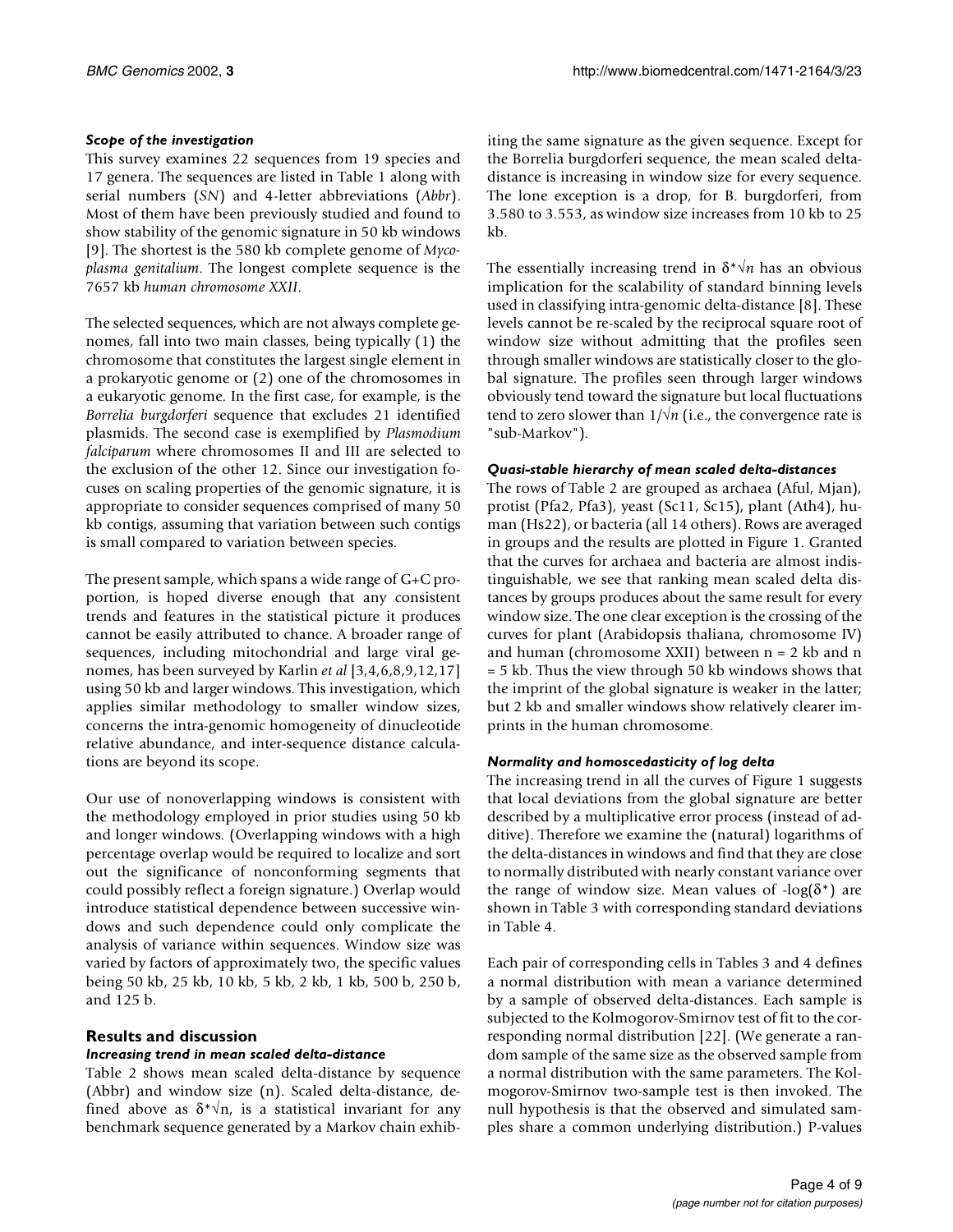#### *Scope of the investigation*

This survey examines 22 sequences from 19 species and 17 genera. The sequences are listed in Table 1 along with serial numbers (*SN*) and 4-letter abbreviations (*Abbr*). Most of them have been previously studied and found to show stability of the genomic signature in 50 kb windows [9]. The shortest is the 580 kb complete genome of *Mycoplasma genitalium*. The longest complete sequence is the 7657 kb *human chromosome XXII*.

The selected sequences, which are not always complete genomes, fall into two main classes, being typically (1) the chromosome that constitutes the largest single element in a prokaryotic genome or (2) one of the chromosomes in a eukaryotic genome. In the first case, for example, is the *Borrelia burgdorferi* sequence that excludes 21 identified plasmids. The second case is exemplified by *Plasmodium falciparum* where chromosomes II and III are selected to the exclusion of the other 12. Since our investigation focuses on scaling properties of the genomic signature, it is appropriate to consider sequences comprised of many 50 kb contigs, assuming that variation between such contigs is small compared to variation between species.

The present sample, which spans a wide range of G+C proportion, is hoped diverse enough that any consistent trends and features in the statistical picture it produces cannot be easily attributed to chance. A broader range of sequences, including mitochondrial and large viral genomes, has been surveyed by Karlin *et al* [3,4,6,8,9,12,17] using 50 kb and larger windows. This investigation, which applies similar methodology to smaller window sizes, concerns the intra-genomic homogeneity of dinucleotide relative abundance, and inter-sequence distance calculations are beyond its scope.

Our use of nonoverlapping windows is consistent with the methodology employed in prior studies using 50 kb and longer windows. (Overlapping windows with a high percentage overlap would be required to localize and sort out the significance of nonconforming segments that could possibly reflect a foreign signature.) Overlap would introduce statistical dependence between successive windows and such dependence could only complicate the analysis of variance within sequences. Window size was varied by factors of approximately two, the specific values being 50 kb, 25 kb, 10 kb, 5 kb, 2 kb, 1 kb, 500 b, 250 b, and 125 b.

## Results and discussion

#### *Increasing trend in mean scaled delta-distance*

Table 2 shows mean scaled delta-distance by sequence (Abbr) and window size (n). Scaled delta-distance, defined above as $\delta^*\sqrt{n}$, is a statistical invariant for any benchmark sequence generated by a Markov chain exhibiting the same signature as the given sequence. Except for the Borrelia burgdorferi sequence, the mean scaled delta-distance is increasing in window size for every sequence. The lone exception is a drop, for B. burgdorferi, from 3.580 to 3.553, as window size increases from 10 kb to 25 kb.

The essentially increasing trend in $\delta^*\sqrt{n}$ has an obvious implication for the scalability of standard binning levels used in classifying intra-genomic delta-distance [8]. These levels cannot be re-scaled by the reciprocal square root of window size without admitting that the profiles seen through smaller windows are statistically closer to the global signature. The profiles seen through larger windows obviously tend toward the signature but local fluctuations tend to zero slower than $1/\sqrt{n}$ (i.e., the convergence rate is "sub-Markov").

#### *Quasi-stable hierarchy of mean scaled delta-distances*

The rows of Table 2 are grouped as archaea (Aful, Mjan), protist (Pfa2, Pfa3), yeast (Sc11, Sc15), plant (Ath4), human (Hs22), or bacteria (all 14 others). Rows are averaged in groups and the results are plotted in Figure 1. Granted that the curves for archaea and bacteria are almost indistinguishable, we see that ranking mean scaled delta distances by groups produces about the same result for every window size. The one clear exception is the crossing of the curves for plant (Arabidopsis thaliana, chromosome IV) and human (chromosome XXII) between n = 2 kb and n = 5 kb. Thus the view through 50 kb windows shows that the imprint of the global signature is weaker in the latter; but 2 kb and smaller windows show relatively clearer imprints in the human chromosome.

#### *Normality and homoscedasticity of log delta*

The increasing trend in all the curves of Figure 1 suggests that local deviations from the global signature are better described by a multiplicative error process (instead of additive). Therefore we examine the (natural) logarithms of the delta-distances in windows and find that they are close to normally distributed with nearly constant variance over the range of window size. Mean values of $-\log(\delta^*)$ are shown in Table 3 with corresponding standard deviations in Table 4.

Each pair of corresponding cells in Tables 3 and 4 defines a normal distribution with mean a variance determined by a sample of observed delta-distances. Each sample is subjected to the Kolmogorov-Smirnov test of fit to the corresponding normal distribution [22]. (We generate a random sample of the same size as the observed sample from a normal distribution with the same parameters. The Kolmogorov-Smirnov two-sample test is then invoked. The null hypothesis is that the observed and simulated samples share a common underlying distribution.) P-values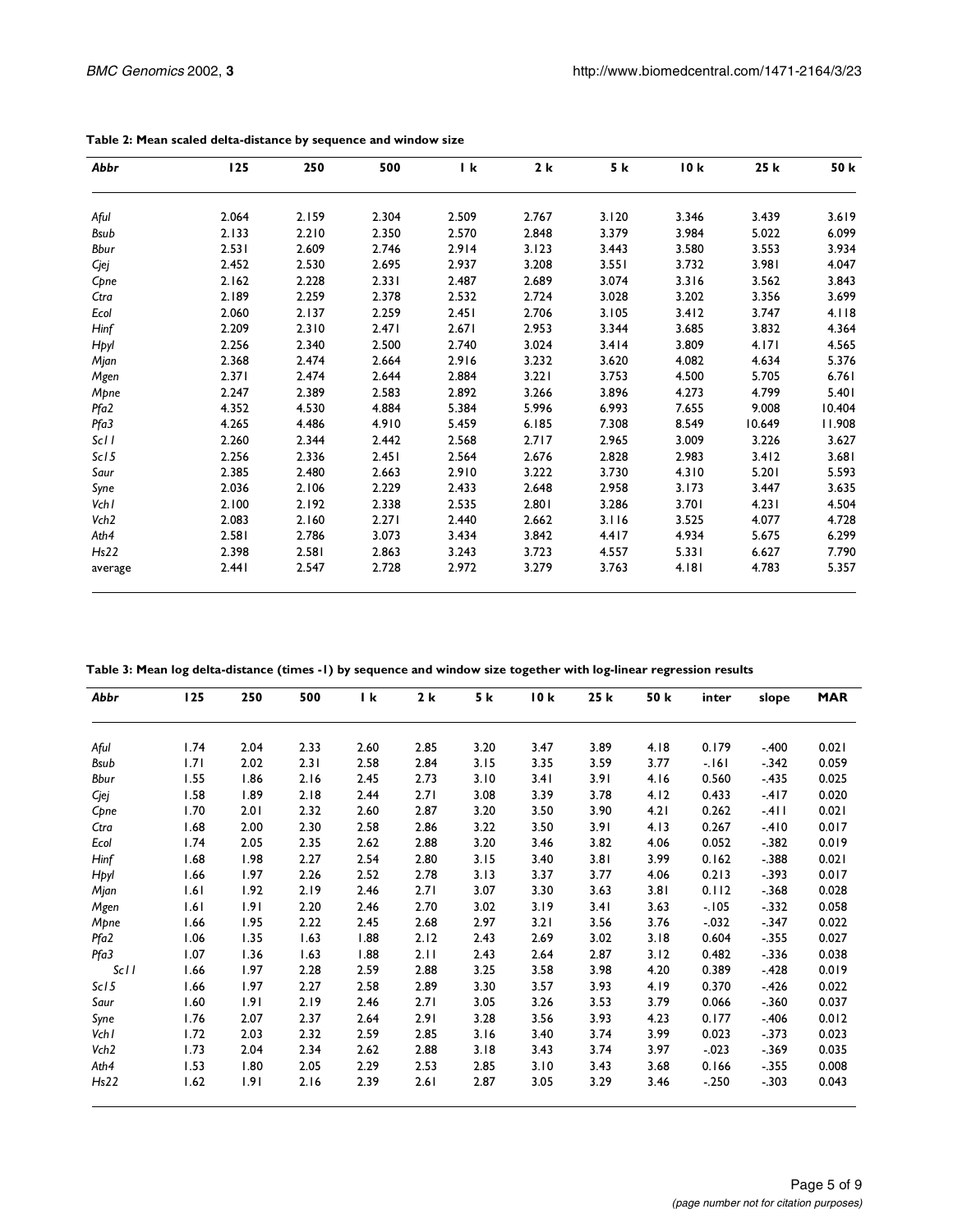**Table 2: Mean scaled delta-distance by sequence and window size**

| *Abbr* | 125 | 250 | 500 | 1 k | 2 k | 5 k | 10 k | 25 k | 50 k |
|---|---|---|---|---|---|---|---|---|---|
| *Aful* | 2.064 | 2.159 | 2.304 | 2.509 | 2.767 | 3.120 | 3.346 | 3.439 | 3.619 |
| *Bsub* | 2.133 | 2.210 | 2.350 | 2.570 | 2.848 | 3.379 | 3.984 | 5.022 | 6.099 |
| *Bbur* | 2.531 | 2.609 | 2.746 | 2.914 | 3.123 | 3.443 | 3.580 | 3.553 | 3.934 |
| *Cjej* | 2.452 | 2.530 | 2.695 | 2.937 | 3.208 | 3.551 | 3.732 | 3.981 | 4.047 |
| *Cpne* | 2.162 | 2.228 | 2.331 | 2.487 | 2.689 | 3.074 | 3.316 | 3.562 | 3.843 |
| *Ctra* | 2.189 | 2.259 | 2.378 | 2.532 | 2.724 | 3.028 | 3.202 | 3.356 | 3.699 |
| *Ecol* | 2.060 | 2.137 | 2.259 | 2.451 | 2.706 | 3.105 | 3.412 | 3.747 | 4.118 |
| *Hinf* | 2.209 | 2.310 | 2.471 | 2.671 | 2.953 | 3.344 | 3.685 | 3.832 | 4.364 |
| *Hpyl* | 2.256 | 2.340 | 2.500 | 2.740 | 3.024 | 3.414 | 3.809 | 4.171 | 4.565 |
| *Mjan* | 2.368 | 2.474 | 2.664 | 2.916 | 3.232 | 3.620 | 4.082 | 4.634 | 5.376 |
| *Mgen* | 2.371 | 2.474 | 2.644 | 2.884 | 3.221 | 3.753 | 4.500 | 5.705 | 6.761 |
| *Mpne* | 2.247 | 2.389 | 2.583 | 2.892 | 3.266 | 3.896 | 4.273 | 4.799 | 5.401 |
| *Pfa2* | 4.352 | 4.530 | 4.884 | 5.384 | 5.996 | 6.993 | 7.655 | 9.008 | 10.404 |
| *Pfa3* | 4.265 | 4.486 | 4.910 | 5.459 | 6.185 | 7.308 | 8.549 | 10.649 | 11.908 |
| *Sc11* | 2.260 | 2.344 | 2.442 | 2.568 | 2.717 | 2.965 | 3.009 | 3.226 | 3.627 |
| *Sc15* | 2.256 | 2.336 | 2.451 | 2.564 | 2.676 | 2.828 | 2.983 | 3.412 | 3.681 |
| *Saur* | 2.385 | 2.480 | 2.663 | 2.910 | 3.222 | 3.730 | 4.310 | 5.201 | 5.593 |
| *Syne* | 2.036 | 2.106 | 2.229 | 2.433 | 2.648 | 2.958 | 3.173 | 3.447 | 3.635 |
| *Vch1* | 2.100 | 2.192 | 2.338 | 2.535 | 2.801 | 3.286 | 3.701 | 4.231 | 4.504 |
| *Vch2* | 2.083 | 2.160 | 2.271 | 2.440 | 2.662 | 3.116 | 3.525 | 4.077 | 4.728 |
| *Ath4* | 2.581 | 2.786 | 3.073 | 3.434 | 3.842 | 4.417 | 4.934 | 5.675 | 6.299 |
| *Hs22* | 2.398 | 2.581 | 2.863 | 3.243 | 3.723 | 4.557 | 5.331 | 6.627 | 7.790 |
| average | 2.441 | 2.547 | 2.728 | 2.972 | 3.279 | 3.763 | 4.181 | 4.783 | 5.357 |

**Table 3: Mean log delta-distance (times -1) by sequence and window size together with log-linear regression results**

| *Abbr* | 125 | 250 | 500 | 1 k | 2 k | 5 k | 10 k | 25 k | 50 k | inter | slope | MAR |
|---|---|---|---|---|---|---|---|---|---|---|---|---|
| *Aful* | 1.74 | 2.04 | 2.33 | 2.60 | 2.85 | 3.20 | 3.47 | 3.89 | 4.18 | 0.179 | -.400 | 0.021 |
| *Bsub* | 1.71 | 2.02 | 2.31 | 2.58 | 2.84 | 3.15 | 3.35 | 3.59 | 3.77 | -.161 | -.342 | 0.059 |
| *Bbur* | 1.55 | 1.86 | 2.16 | 2.45 | 2.73 | 3.10 | 3.41 | 3.91 | 4.16 | 0.560 | -.435 | 0.025 |
| *Cjej* | 1.58 | 1.89 | 2.18 | 2.44 | 2.71 | 3.08 | 3.39 | 3.78 | 4.12 | 0.433 | -.417 | 0.020 |
| *Cpne* | 1.70 | 2.01 | 2.32 | 2.60 | 2.87 | 3.20 | 3.50 | 3.90 | 4.21 | 0.262 | -.411 | 0.021 |
| *Ctra* | 1.68 | 2.00 | 2.30 | 2.58 | 2.86 | 3.22 | 3.50 | 3.91 | 4.13 | 0.267 | -.410 | 0.017 |
| *Ecol* | 1.74 | 2.05 | 2.35 | 2.62 | 2.88 | 3.20 | 3.46 | 3.82 | 4.06 | 0.052 | -.382 | 0.019 |
| *Hinf* | 1.68 | 1.98 | 2.27 | 2.54 | 2.80 | 3.15 | 3.40 | 3.81 | 3.99 | 0.162 | -.388 | 0.021 |
| *Hpyl* | 1.66 | 1.97 | 2.26 | 2.52 | 2.78 | 3.13 | 3.37 | 3.77 | 4.06 | 0.213 | -.393 | 0.017 |
| *Mjan* | 1.61 | 1.92 | 2.19 | 2.46 | 2.71 | 3.07 | 3.30 | 3.63 | 3.81 | 0.112 | -.368 | 0.028 |
| *Mgen* | 1.61 | 1.91 | 2.20 | 2.46 | 2.70 | 3.02 | 3.19 | 3.41 | 3.63 | -.105 | -.332 | 0.058 |
| *Mpne* | 1.66 | 1.95 | 2.22 | 2.45 | 2.68 | 2.97 | 3.21 | 3.56 | 3.76 | -.032 | -.347 | 0.022 |
| *Pfa2* | 1.06 | 1.35 | 1.63 | 1.88 | 2.12 | 2.43 | 2.69 | 3.02 | 3.18 | 0.604 | -.355 | 0.027 |
| *Pfa3* | 1.07 | 1.36 | 1.63 | 1.88 | 2.11 | 2.43 | 2.64 | 2.87 | 3.12 | 0.482 | -.336 | 0.038 |
| *Sc11* | 1.66 | 1.97 | 2.28 | 2.59 | 2.88 | 3.25 | 3.58 | 3.98 | 4.20 | 0.389 | -.428 | 0.019 |
| *Sc15* | 1.66 | 1.97 | 2.27 | 2.58 | 2.89 | 3.30 | 3.57 | 3.93 | 4.19 | 0.370 | -.426 | 0.022 |
| *Saur* | 1.60 | 1.91 | 2.19 | 2.46 | 2.71 | 3.05 | 3.26 | 3.53 | 3.79 | 0.066 | -.360 | 0.037 |
| *Syne* | 1.76 | 2.07 | 2.37 | 2.64 | 2.91 | 3.28 | 3.56 | 3.93 | 4.23 | 0.177 | -.406 | 0.012 |
| *Vch1* | 1.72 | 2.03 | 2.32 | 2.59 | 2.85 | 3.16 | 3.40 | 3.74 | 3.99 | 0.023 | -.373 | 0.023 |
| *Vch2* | 1.73 | 2.04 | 2.34 | 2.62 | 2.88 | 3.18 | 3.43 | 3.74 | 3.97 | -.023 | -.369 | 0.035 |
| *Ath4* | 1.53 | 1.80 | 2.05 | 2.29 | 2.53 | 2.85 | 3.10 | 3.43 | 3.68 | 0.166 | -.355 | 0.008 |
| *Hs22* | 1.62 | 1.91 | 2.16 | 2.39 | 2.61 | 2.87 | 3.05 | 3.29 | 3.46 | -.250 | -.303 | 0.043 |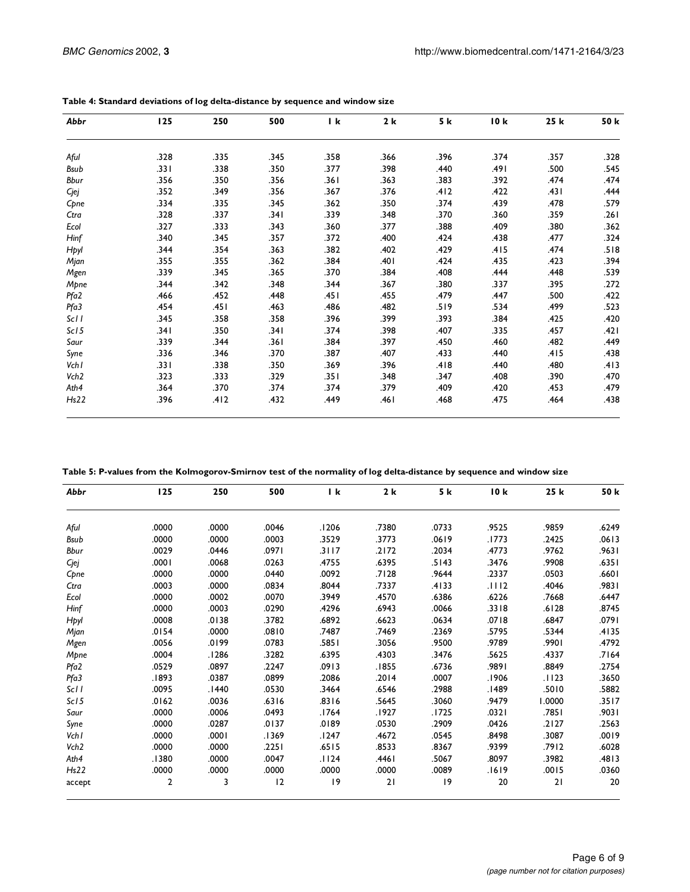**Table 4: Standard deviations of log delta-distance by sequence and window size**

| *Abbr* | 125 | 250 | 500 | 1 k | 2 k | 5 k | 10 k | 25 k | 50 k |
|---|---|---|---|---|---|---|---|---|---|
| *Aful* | .328 | .335 | .345 | .358 | .366 | .396 | .374 | .357 | .328 |
| *Bsub* | .331 | .338 | .350 | .377 | .398 | .440 | .491 | .500 | .545 |
| *Bbur* | .356 | .350 | .356 | .361 | .363 | .383 | .392 | .474 | .474 |
| *Cjej* | .352 | .349 | .356 | .367 | .376 | .412 | .422 | .431 | .444 |
| *Cpne* | .334 | .335 | .345 | .362 | .350 | .374 | .439 | .478 | .579 |
| *Ctra* | .328 | .337 | .341 | .339 | .348 | .370 | .360 | .359 | .261 |
| *Ecol* | .327 | .333 | .343 | .360 | .377 | .388 | .409 | .380 | .362 |
| *Hinf* | .340 | .345 | .357 | .372 | .400 | .424 | .438 | .477 | .324 |
| *Hpyl* | .344 | .354 | .363 | .382 | .402 | .429 | .415 | .474 | .518 |
| *Mjan* | .355 | .355 | .362 | .384 | .401 | .424 | .435 | .423 | .394 |
| *Mgen* | .339 | .345 | .365 | .370 | .384 | .408 | .444 | .448 | .539 |
| *Mpne* | .344 | .342 | .348 | .344 | .367 | .380 | .337 | .395 | .272 |
| *Pfa2* | .466 | .452 | .448 | .451 | .455 | .479 | .447 | .500 | .422 |
| *Pfa3* | .454 | .451 | .463 | .486 | .482 | .519 | .534 | .499 | .523 |
| *Sc11* | .345 | .358 | .358 | .396 | .399 | .393 | .384 | .425 | .420 |
| *Sc15* | .341 | .350 | .341 | .374 | .398 | .407 | .335 | .457 | .421 |
| *Saur* | .339 | .344 | .361 | .384 | .397 | .450 | .460 | .482 | .449 |
| *Syne* | .336 | .346 | .370 | .387 | .407 | .433 | .440 | .415 | .438 |
| *Vch1* | .331 | .338 | .350 | .369 | .396 | .418 | .440 | .480 | .413 |
| *Vch2* | .323 | .333 | .329 | .351 | .348 | .347 | .408 | .390 | .470 |
| *Ath4* | .364 | .370 | .374 | .374 | .379 | .409 | .420 | .453 | .479 |
| *Hs22* | .396 | .412 | .432 | .449 | .461 | .468 | .475 | .464 | .438 |

**Table 5: P-values from the Kolmogorov-Smirnov test of the normality of log delta-distance by sequence and window size**

| *Abbr* | 125 | 250 | 500 | 1 k | 2 k | 5 k | 10 k | 25 k | 50 k |
|---|---|---|---|---|---|---|---|---|---|
| *Aful* | .0000 | .0000 | .0046 | .1206 | .7380 | .0733 | .9525 | .9859 | .6249 |
| *Bsub* | .0000 | .0000 | .0003 | .3529 | .3773 | .0619 | .1773 | .2425 | .0613 |
| *Bbur* | .0029 | .0446 | .0971 | .3117 | .2172 | .2034 | .4773 | .9762 | .9631 |
| *Cjej* | .0001 | .0068 | .0263 | .4755 | .6395 | .5143 | .3476 | .9908 | .6351 |
| *Cpne* | .0000 | .0000 | .0440 | .0092 | .7128 | .9644 | .2337 | .0503 | .6601 |
| *Ctra* | .0003 | .0000 | .0834 | .8044 | .7337 | .4133 | .1112 | .4046 | .9831 |
| *Ecol* | .0000 | .0002 | .0070 | .3949 | .4570 | .6386 | .6226 | .7668 | .6447 |
| *Hinf* | .0000 | .0003 | .0290 | .4296 | .6943 | .0066 | .3318 | .6128 | .8745 |
| *Hpyl* | .0008 | .0138 | .3782 | .6892 | .6623 | .0634 | .0718 | .6847 | .0791 |
| *Mjan* | .0154 | .0000 | .0810 | .7487 | .7469 | .2369 | .5795 | .5344 | .4135 |
| *Mgen* | .0056 | .0199 | .0783 | .5851 | .3056 | .9500 | .9789 | .9901 | .4792 |
| *Mpne* | .0004 | .1286 | .3282 | .6395 | .4303 | .3476 | .5625 | .4337 | .7164 |
| *Pfa2* | .0529 | .0897 | .2247 | .0913 | .1855 | .6736 | .9891 | .8849 | .2754 |
| *Pfa3* | .1893 | .0387 | .0899 | .2086 | .2014 | .0007 | .1906 | .1123 | .3650 |
| *Sc11* | .0095 | .1440 | .0530 | .3464 | .6546 | .2988 | .1489 | .5010 | .5882 |
| *Sc15* | .0162 | .0036 | .6316 | .8316 | .5645 | .3060 | .9479 | 1.0000 | .3517 |
| *Saur* | .0000 | .0006 | .0493 | .1764 | .1927 | .1725 | .0321 | .7851 | .9031 |
| *Syne* | .0000 | .0287 | .0137 | .0189 | .0530 | .2909 | .0426 | .2127 | .2563 |
| *Vch1* | .0000 | .0001 | .1369 | .1247 | .4672 | .0545 | .8498 | .3087 | .0019 |
| *Vch2* | .0000 | .0000 | .2251 | .6515 | .8533 | .8367 | .9399 | .7912 | .6028 |
| *Ath4* | .1380 | .0000 | .0047 | .1124 | .4461 | .5067 | .8097 | .3982 | .4813 |
| *Hs22* | .0000 | .0000 | .0000 | .0000 | .0000 | .0089 | .1619 | .0015 | .0360 |
| accept | 2 | 3 | 12 | 19 | 21 | 19 | 20 | 21 | 20 |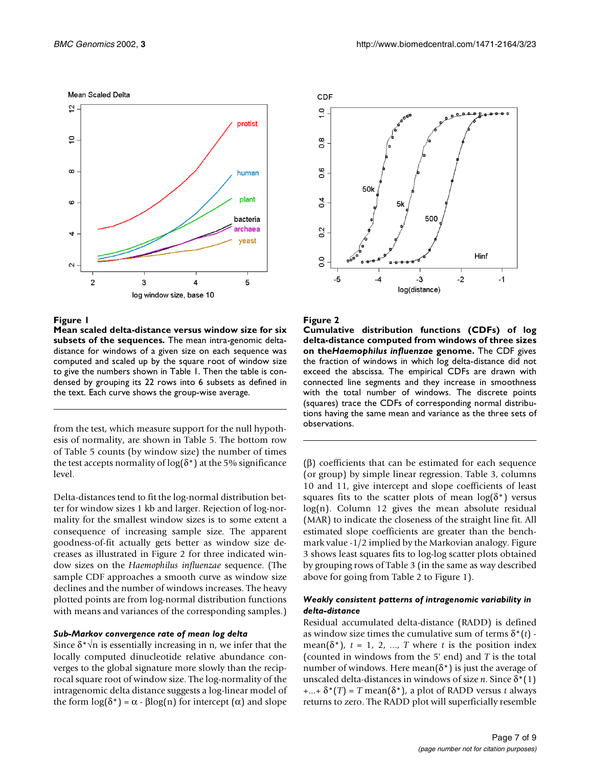**Figure 1**
**Mean scaled delta-distance versus window size for six subsets of the sequences.** The mean intra-genomic delta-distance for windows of a given size on each sequence was computed and scaled up by the square root of window size to give the numbers shown in Table 1. Then the table is condensed by grouping its 22 rows into 6 subsets as defined in the text. Each curve shows the group-wise average.

**Figure 2**
**Cumulative distribution functions (CDFs) of log delta-distance computed from windows of three sizes on the *Haemophilus influenzae* genome.** The CDF gives the fraction of windows in which log delta-distance did not exceed the abscissa. The empirical CDFs are drawn with connected line segments and they increase in smoothness with the total number of windows. The discrete points (squares) trace the CDFs of corresponding normal distributions having the same mean and variance as the three sets of observations.

from the test, which measure support for the null hypothesis of normality, are shown in Table 5. The bottom row of Table 5 counts (by window size) the number of times the test accepts normality of $\log(\delta^*)$ at the 5% significance level.

Delta-distances tend to fit the log-normal distribution better for window sizes 1 kb and larger. Rejection of log-normality for the smallest window sizes is to some extent a consequence of increasing sample size. The apparent goodness-of-fit actually gets better as window size decreases as illustrated in Figure 2 for three indicated window sizes on the *Haemophilus influenzae* sequence. (The sample CDF approaches a smooth curve as window size declines and the number of windows increases. The heavy plotted points are from log-normal distribution functions with means and variances of the corresponding samples.)

#### *Sub-Markov convergence rate of mean log delta*

Since $\delta^*\sqrt{n}$ is essentially increasing in n, we infer that the locally computed dinucleotide relative abundance converges to the global signature more slowly than the reciprocal square root of window size. The log-normality of the intragenomic delta distance suggests a log-linear model of the form $\log(\delta^*) = \alpha - \beta\log(n)$ for intercept ($\alpha$) and slope ($\beta$) coefficients that can be estimated for each sequence (or group) by simple linear regression. Table 3, columns 10 and 11, give intercept and slope coefficients of least squares fits to the scatter plots of mean $\log(\delta^*)$ versus $\log(n)$. Column 12 gives the mean absolute residual (MAR) to indicate the closeness of the straight line fit. All estimated slope coefficients are greater than the benchmark value -1/2 implied by the Markovian analogy. Figure 3 shows least squares fits to log-log scatter plots obtained by grouping rows of Table 3 (in the same as way described above for going from Table 2 to Figure 1).

#### *Weakly consistent patterns of intragenomic variability in delta-distance*

Residual accumulated delta-distance (RADD) is defined as window size times the cumulative sum of terms $\delta^*(t)$ - mean($\delta^*$), $t$ = 1, 2, ..., $T$ where $t$ is the position index (counted in windows from the 5' end) and $T$ is the total number of windows. Here mean($\delta^*$) is just the average of unscaled delta-distances in windows of size $n$. Since $\delta^*(1) + ... + \delta^*(T) = T$ mean($\delta^*$), a plot of RADD versus $t$ always returns to zero. The RADD plot will superficially resemble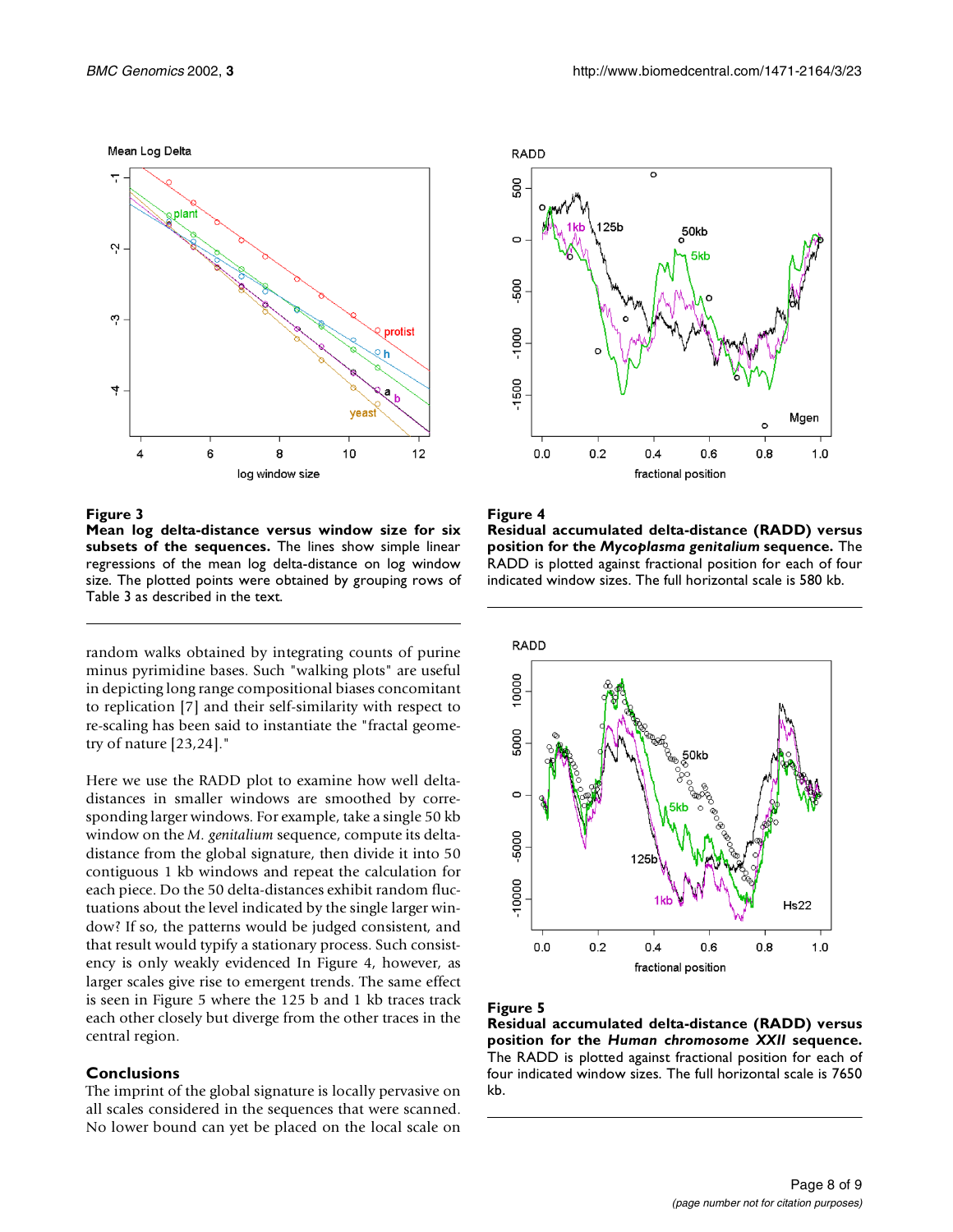**Figure 3**
**Mean log delta-distance versus window size for six subsets of the sequences.** The lines show simple linear regressions of the mean log delta-distance on log window size. The plotted points were obtained by grouping rows of Table 3 as described in the text.

random walks obtained by integrating counts of purine minus pyrimidine bases. Such "walking plots" are useful in depicting long range compositional biases concomitant to replication [7] and their self-similarity with respect to re-scaling has been said to instantiate the "fractal geometry of nature [23,24]."

Here we use the RADD plot to examine how well delta-distances in smaller windows are smoothed by corresponding larger windows. For example, take a single 50 kb window on the *M. genitalium* sequence, compute its delta-distance from the global signature, then divide it into 50 contiguous 1 kb windows and repeat the calculation for each piece. Do the 50 delta-distances exhibit random fluctuations about the level indicated by the single larger window? If so, the patterns would be judged consistent, and that result would typify a stationary process. Such consistency is only weakly evidenced In Figure 4, however, as larger scales give rise to emergent trends. The same effect is seen in Figure 5 where the 125 b and 1 kb traces track each other closely but diverge from the other traces in the central region.

## Conclusions

The imprint of the global signature is locally pervasive on all scales considered in the sequences that were scanned. No lower bound can yet be placed on the local scale on

**Figure 4**
**Residual accumulated delta-distance (RADD) versus position for the *Mycoplasma genitalium* sequence.** The RADD is plotted against fractional position for each of four indicated window sizes. The full horizontal scale is 580 kb.

**Figure 5**
**Residual accumulated delta-distance (RADD) versus position for the *Human chromosome XXII* sequence.** The RADD is plotted against fractional position for each of four indicated window sizes. The full horizontal scale is 7650 kb.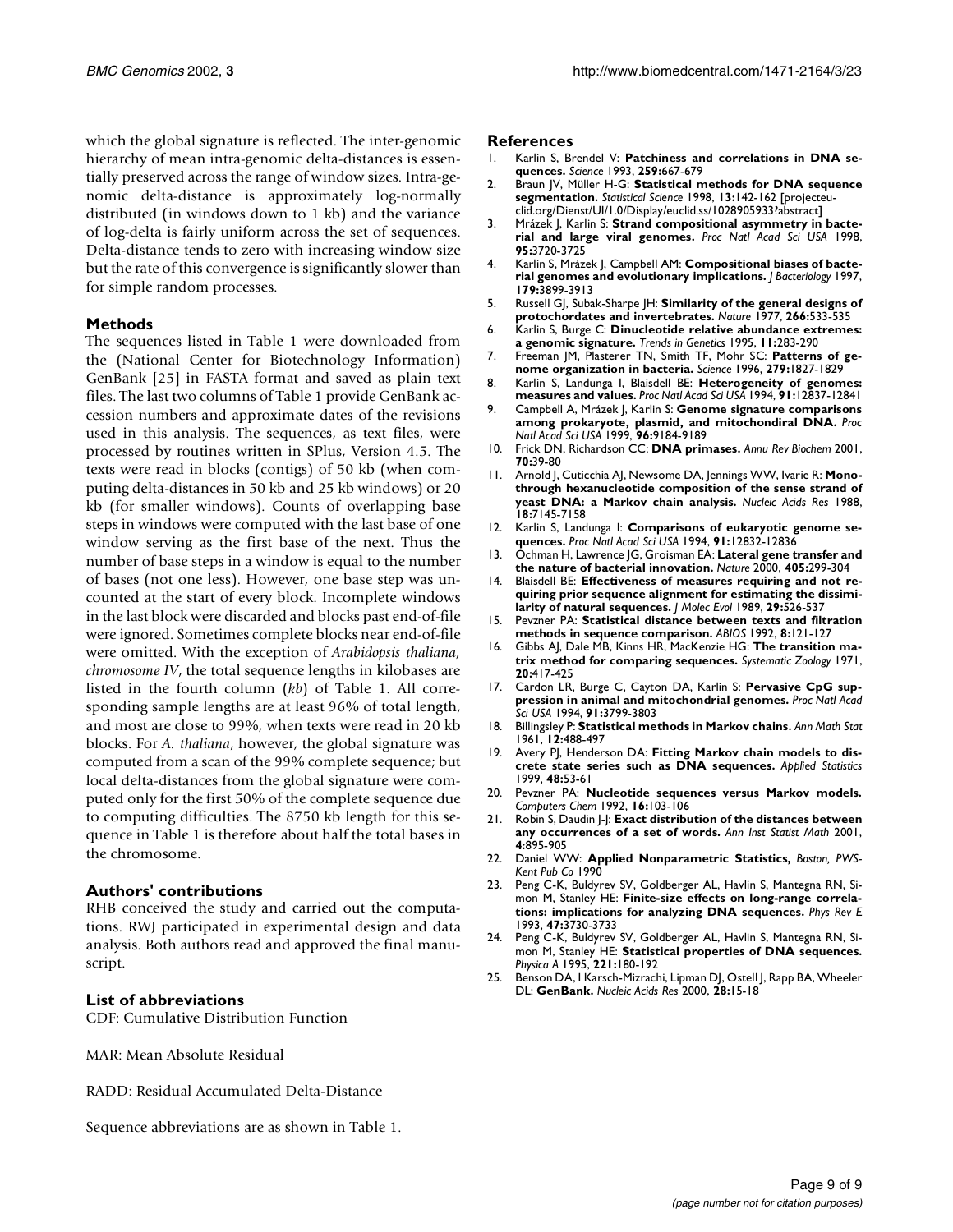which the global signature is reflected. The inter-genomic hierarchy of mean intra-genomic delta-distances is essentially preserved across the range of window sizes. Intra-genomic delta-distance is approximately log-normally distributed (in windows down to 1 kb) and the variance of log-delta is fairly uniform across the set of sequences. Delta-distance tends to zero with increasing window size but the rate of this convergence is significantly slower than for simple random processes.

## Methods

The sequences listed in Table 1 were downloaded from the (National Center for Biotechnology Information) GenBank [25] in FASTA format and saved as plain text files. The last two columns of Table 1 provide GenBank accession numbers and approximate dates of the revisions used in this analysis. The sequences, as text files, were processed by routines written in SPlus, Version 4.5. The texts were read in blocks (contigs) of 50 kb (when computing delta-distances in 50 kb and 25 kb windows) or 20 kb (for smaller windows). Counts of overlapping base steps in windows were computed with the last base of one window serving as the first base of the next. Thus the number of base steps in a window is equal to the number of bases (not one less). However, one base step was uncounted at the start of every block. Incomplete windows in the last block were discarded and blocks past end-of-file were ignored. Sometimes complete blocks near end-of-file were omitted. With the exception of *Arabidopsis thaliana, chromosome IV*, the total sequence lengths in kilobases are listed in the fourth column (*kb*) of Table 1. All corresponding sample lengths are at least 96% of total length, and most are close to 99%, when texts were read in 20 kb blocks. For *A. thaliana*, however, the global signature was computed from a scan of the 99% complete sequence; but local delta-distances from the global signature were computed only for the first 50% of the complete sequence due to computing difficulties. The 8750 kb length for this sequence in Table 1 is therefore about half the total bases in the chromosome.

## Authors' contributions

RHB conceived the study and carried out the computations. RWJ participated in experimental design and data analysis. Both authors read and approved the final manuscript.

## List of abbreviations

CDF: Cumulative Distribution Function

MAR: Mean Absolute Residual

RADD: Residual Accumulated Delta-Distance

Sequence abbreviations are as shown in Table 1.

## References

1. Karlin S, Brendel V: **Patchiness and correlations in DNA sequences.** *Science* 1993, **259:**667-679
2. Braun JV, Müller H-G: **Statistical methods for DNA sequence segmentation.** *Statistical Science* 1998, **13:**142-162 [projecteuclid.org/Dienst/UI/1.0/Display/euclid.ss/1028905933?abstract]
3. Mrázek J, Karlin S: **Strand compositional asymmetry in bacterial and large viral genomes.** *Proc Natl Acad Sci USA* 1998, **95:**3720-3725
4. Karlin S, Mrázek J, Campbell AM: **Compositional biases of bacterial genomes and evolutionary implications.** *J Bacteriology* 1997, **179:**3899-3913
5. Russell GJ, Subak-Sharpe JH: **Similarity of the general designs of protochordates and invertebrates.** *Nature* 1977, **266:**533-535
6. Karlin S, Burge C: **Dinucleotide relative abundance extremes: a genomic signature.** *Trends in Genetics* 1995, **11:**283-290
7. Freeman JM, Plasterer TN, Smith TF, Mohr SC: **Patterns of genome organization in bacteria.** *Science* 1996, **279:**1827-1829
8. Karlin S, Landunga I, Blaisdell BE: **Heterogeneity of genomes: measures and values.** *Proc Natl Acad Sci USA* 1994, **91:**12837-12841
9. Campbell A, Mrázek J, Karlin S: **Genome signature comparisons among prokaryote, plasmid, and mitochondrial DNA.** *Proc Natl Acad Sci USA* 1999, **96:**9184-9189
10. Frick DN, Richardson CC: **DNA primases.** *Annu Rev Biochem* 2001, **70:**39-80
11. Arnold J, Cuticchia AJ, Newsome DA, Jennings WW, Ivarie R: **Mono-through hexanucleotide composition of the sense strand of yeast DNA: a Markov chain analysis.** *Nucleic Acids Res* 1988, **18:**7145-7158
12. Karlin S, Landunga I: **Comparisons of eukaryotic genome sequences.** *Proc Natl Acad Sci USA* 1994, **91:**12832-12836
13. Ochman H, Lawrence JG, Groisman EA: **Lateral gene transfer and the nature of bacterial innovation.** *Nature* 2000, **405:**299-304
14. Blaisdell BE: **Effectiveness of measures requiring and not requiring prior sequence alignment for estimating the dissimilarity of natural sequences.** *J Molec Evol* 1989, **29:**526-537
15. Pevzner PA: **Statistical distance between texts and filtration methods in sequence comparison.** *ABIOS* 1992, **8:**121-127
16. Gibbs AJ, Dale MB, Kinns HR, MacKenzie HG: **The transition matrix method for comparing sequences.** *Systematic Zoology* 1971, **20:**417-425
17. Cardon LR, Burge C, Cayton DA, Karlin S: **Pervasive CpG suppression in animal and mitochondrial genomes.** *Proc Natl Acad Sci USA* 1994, **91:**3799-3803
18. Billingsley P: **Statistical methods in Markov chains.** *Ann Math Stat* 1961, **12:**488-497
19. Avery PJ, Henderson DA: **Fitting Markov chain models to discrete state series such as DNA sequences.** *Applied Statistics* 1999, **48:**53-61
20. Pevzner PA: **Nucleotide sequences versus Markov models.** *Computers Chem* 1992, **16:**103-106
21. Robin S, Daudin J-J: **Exact distribution of the distances between any occurrences of a set of words.** *Ann Inst Statist Math* 2001, **4:**895-905
22. Daniel WW: **Applied Nonparametric Statistics,** *Boston, PWS-Kent Pub Co* 1990
23. Peng C-K, Buldyrev SV, Goldberger AL, Havlin S, Mantegna RN, Simon M, Stanley HE: **Finite-size effects on long-range correlations: implications for analyzing DNA sequences.** *Phys Rev E* 1993, **47:**3730-3733
24. Peng C-K, Buldyrev SV, Goldberger AL, Havlin S, Mantegna RN, Simon M, Stanley HE: **Statistical properties of DNA sequences.** *Physica A* 1995, **221:**180-192
25. Benson DA, I Karsch-Mizrachi, Lipman DJ, Ostell J, Rapp BA, Wheeler DL: **GenBank.** *Nucleic Acids Res* 2000, **28:**15-18